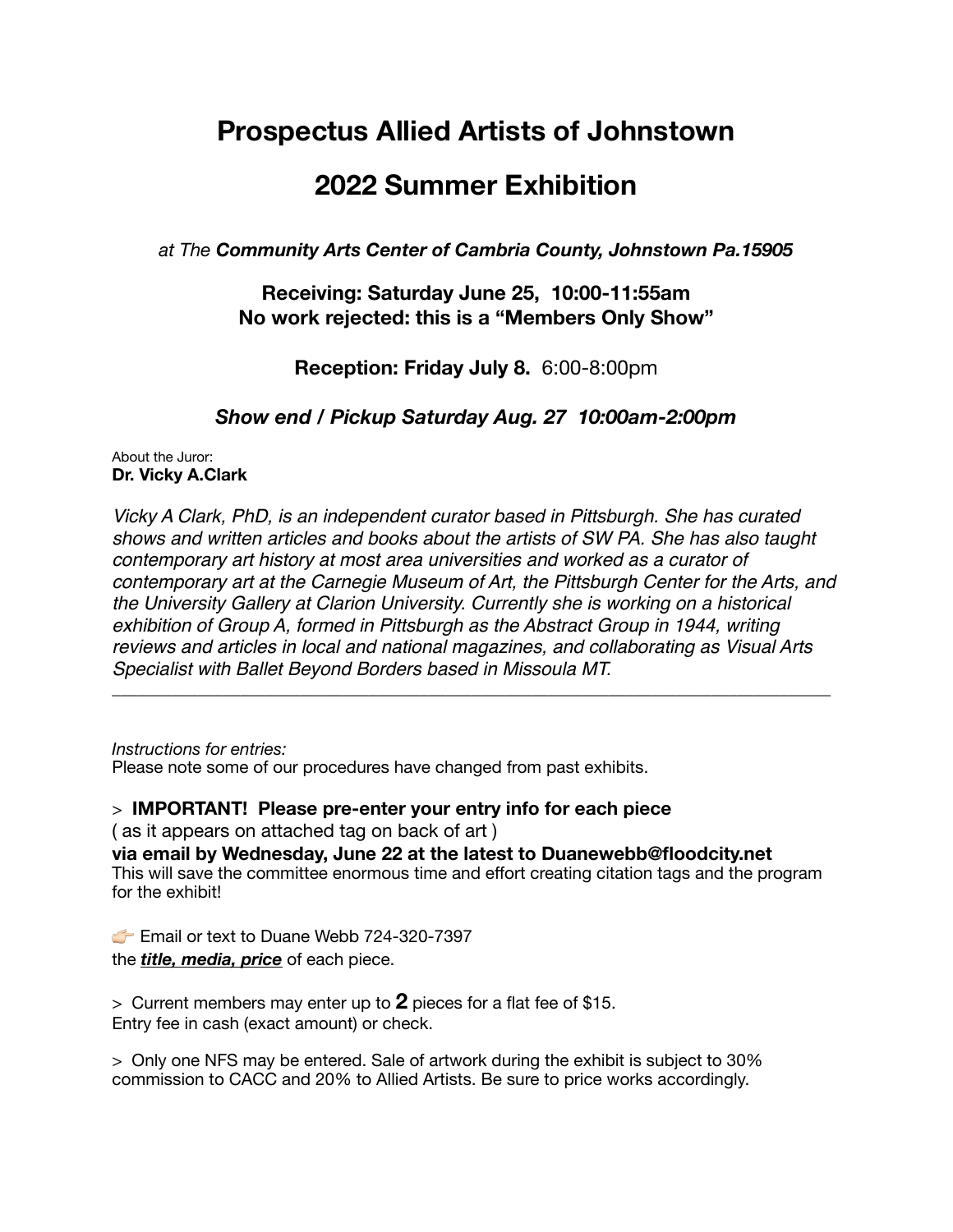# Prospectus Allied Artists of Johnstown

# 2022 Summer Exhibition

*at The **Community Arts Center of Cambria County, Johnstown Pa.15905***

**Receiving: Saturday June 25, 10:00-11:55am**
**No work rejected: this is a "Members Only Show"**

**Reception: Friday July 8.** 6:00-8:00pm

***Show end / Pickup Saturday Aug. 27 10:00am-2:00pm***

About the Juror:
**Dr. Vicky A.Clark**

*Vicky A Clark, PhD, is an independent curator based in Pittsburgh. She has curated shows and written articles and books about the artists of SW PA. She has also taught contemporary art history at most area universities and worked as a curator of contemporary art at the Carnegie Museum of Art, the Pittsburgh Center for the Arts, and the University Gallery at Clarion University. Currently she is working on a historical exhibition of Group A, formed in Pittsburgh as the Abstract Group in 1944, writing reviews and articles in local and national magazines, and collaborating as Visual Arts Specialist with Ballet Beyond Borders based in Missoula MT.*

---

*Instructions for entries:*
Please note some of our procedures have changed from past exhibits.

> **IMPORTANT! Please pre-enter your entry info for each piece**
( as it appears on attached tag on back of art )
**via email by Wednesday, June 22 at the latest to Duanewebb@floodcity.net**
This will save the committee enormous time and effort creating citation tags and the program for the exhibit!

👉 Email or text to Duane Webb 724-320-7397
the ***title, media, price*** of each piece.

> Current members may enter up to **2** pieces for a flat fee of $15.
Entry fee in cash (exact amount) or check.

> Only one NFS may be entered. Sale of artwork during the exhibit is subject to 30% commission to CACC and 20% to Allied Artists. Be sure to price works accordingly.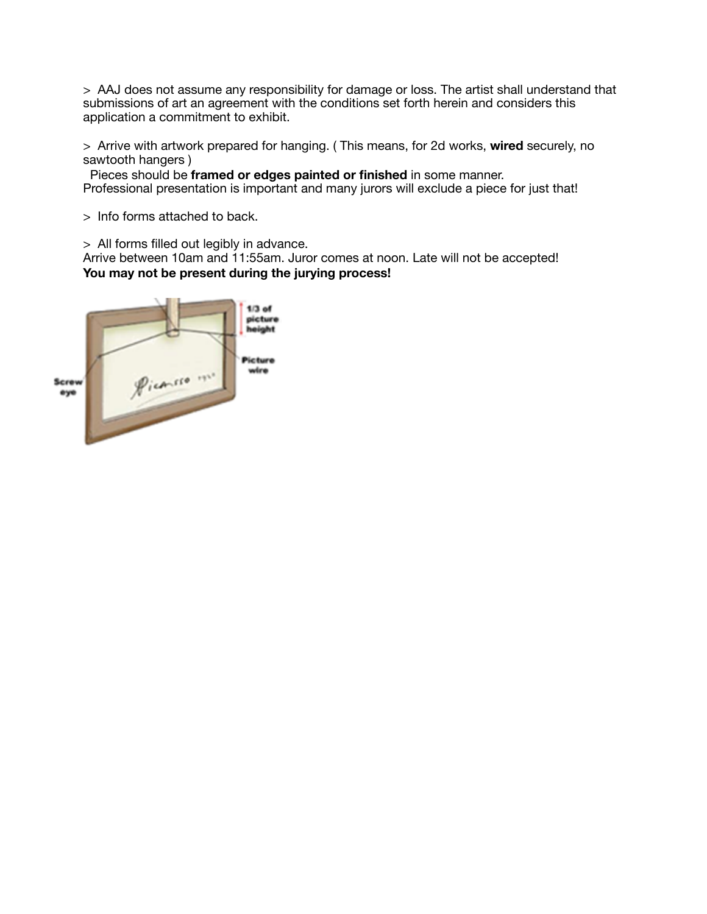> AAJ does not assume any responsibility for damage or loss. The artist shall understand that submissions of art an agreement with the conditions set forth herein and considers this application a commitment to exhibit.

> Arrive with artwork prepared for hanging. ( This means, for 2d works, **wired** securely, no sawtooth hangers )
Pieces should be **framed or edges painted or finished** in some manner.
Professional presentation is important and many jurors will exclude a piece for just that!

> Info forms attached to back.

> All forms filled out legibly in advance.
Arrive between 10am and 11:55am. Juror comes at noon. Late will not be accepted!
**You may not be present during the jurying process!**

1/3 of picture height

Picture wire

Screw eye